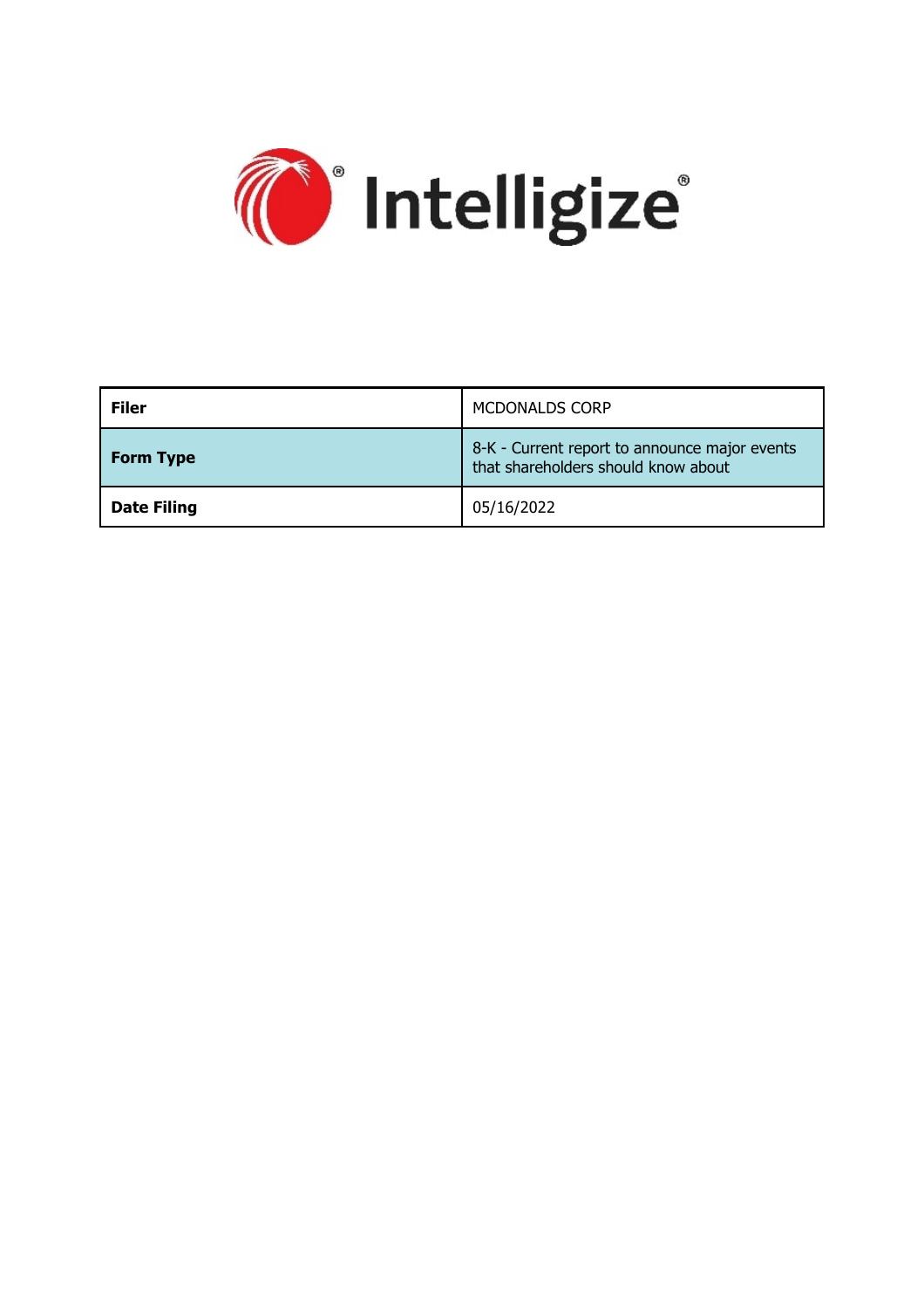Intelligize®

| Filer | MCDONALDS CORP |
|---|---|
| Form Type | 8-K - Current report to announce major events that shareholders should know about |
| Date Filing | 05/16/2022 |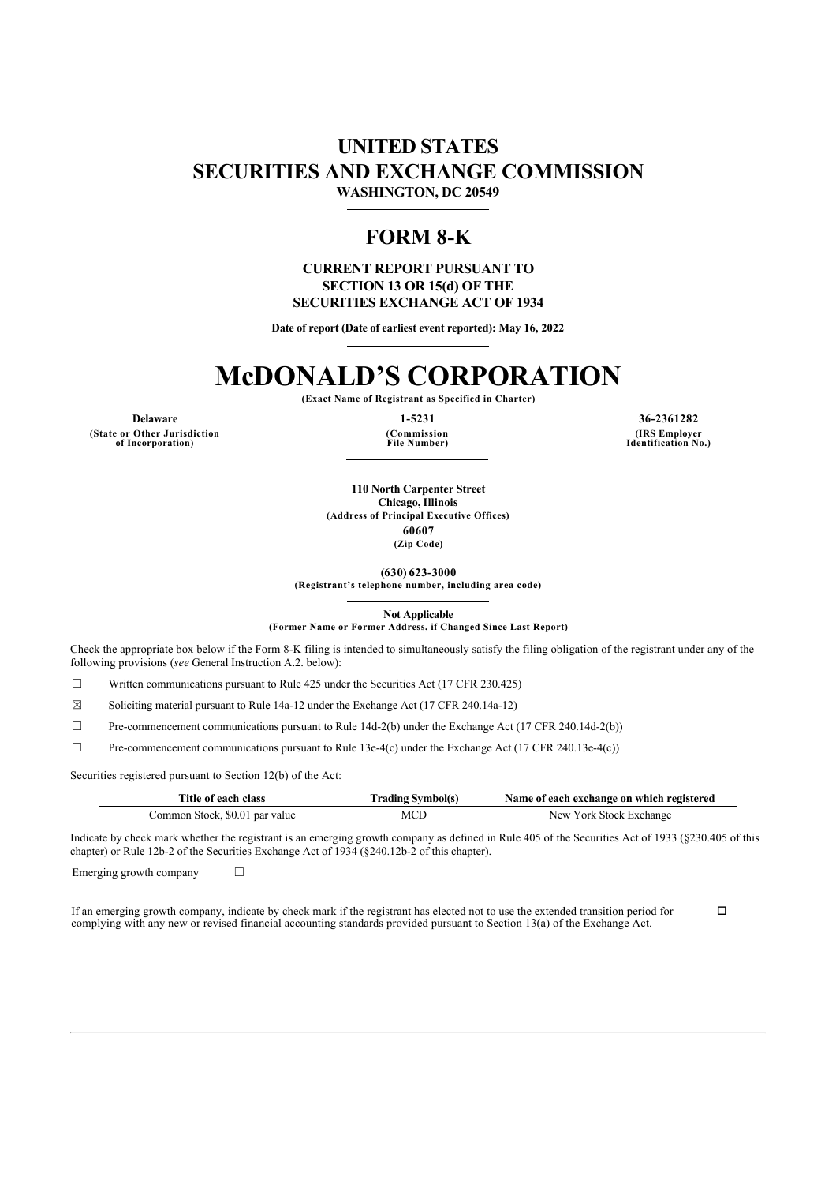# UNITED STATES
# SECURITIES AND EXCHANGE COMMISSION

**WASHINGTON, DC 20549**

## FORM 8-K

**CURRENT REPORT PURSUANT TO SECTION 13 OR 15(d) OF THE SECURITIES EXCHANGE ACT OF 1934**

**Date of report (Date of earliest event reported): May 16, 2022**

# McDONALD'S CORPORATION

**(Exact Name of Registrant as Specified in Charter)**

| **Delaware** | **1-5231** | **36-2361282** |
|---|---|---|
| **(State or Other Jurisdiction of Incorporation)** | **(Commission File Number)** | **(IRS Employer Identification No.)** |

**110 North Carpenter Street**
**Chicago, Illinois**
**(Address of Principal Executive Offices)**

**60607**
**(Zip Code)**

**(630) 623-3000**
**(Registrant's telephone number, including area code)**

**Not Applicable**
**(Former Name or Former Address, if Changed Since Last Report)**

Check the appropriate box below if the Form 8-K filing is intended to simultaneously satisfy the filing obligation of the registrant under any of the following provisions (*see* General Instruction A.2. below):

☐ Written communications pursuant to Rule 425 under the Securities Act (17 CFR 230.425)

☒ Soliciting material pursuant to Rule 14a-12 under the Exchange Act (17 CFR 240.14a-12)

☐ Pre-commencement communications pursuant to Rule 14d-2(b) under the Exchange Act (17 CFR 240.14d-2(b))

☐ Pre-commencement communications pursuant to Rule 13e-4(c) under the Exchange Act (17 CFR 240.13e-4(c))

Securities registered pursuant to Section 12(b) of the Act:

| Title of each class | Trading Symbol(s) | Name of each exchange on which registered |
|---|---|---|
| Common Stock, $0.01 par value | MCD | New York Stock Exchange |

Indicate by check mark whether the registrant is an emerging growth company as defined in Rule 405 of the Securities Act of 1933 (§230.405 of this chapter) or Rule 12b-2 of the Securities Exchange Act of 1934 (§240.12b-2 of this chapter).

Emerging growth company ☐

If an emerging growth company, indicate by check mark if the registrant has elected not to use the extended transition period for complying with any new or revised financial accounting standards provided pursuant to Section 13(a) of the Exchange Act. ☐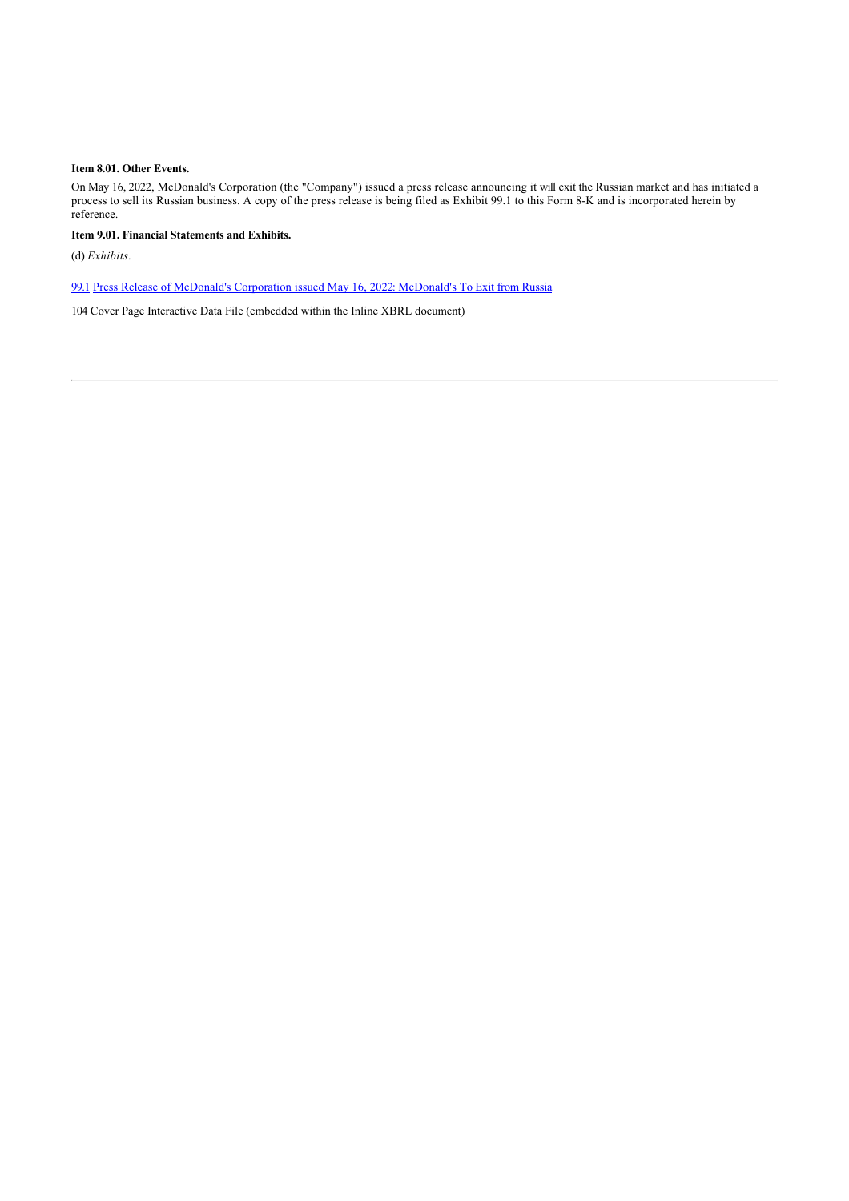**Item 8.01. Other Events.**

On May 16, 2022, McDonald's Corporation (the "Company") issued a press release announcing it will exit the Russian market and has initiated a process to sell its Russian business. A copy of the press release is being filed as Exhibit 99.1 to this Form 8-K and is incorporated herein by reference.

**Item 9.01. Financial Statements and Exhibits.**

(d) *Exhibits*.

99.1 Press Release of McDonald's Corporation issued May 16, 2022: McDonald's To Exit from Russia

104 Cover Page Interactive Data File (embedded within the Inline XBRL document)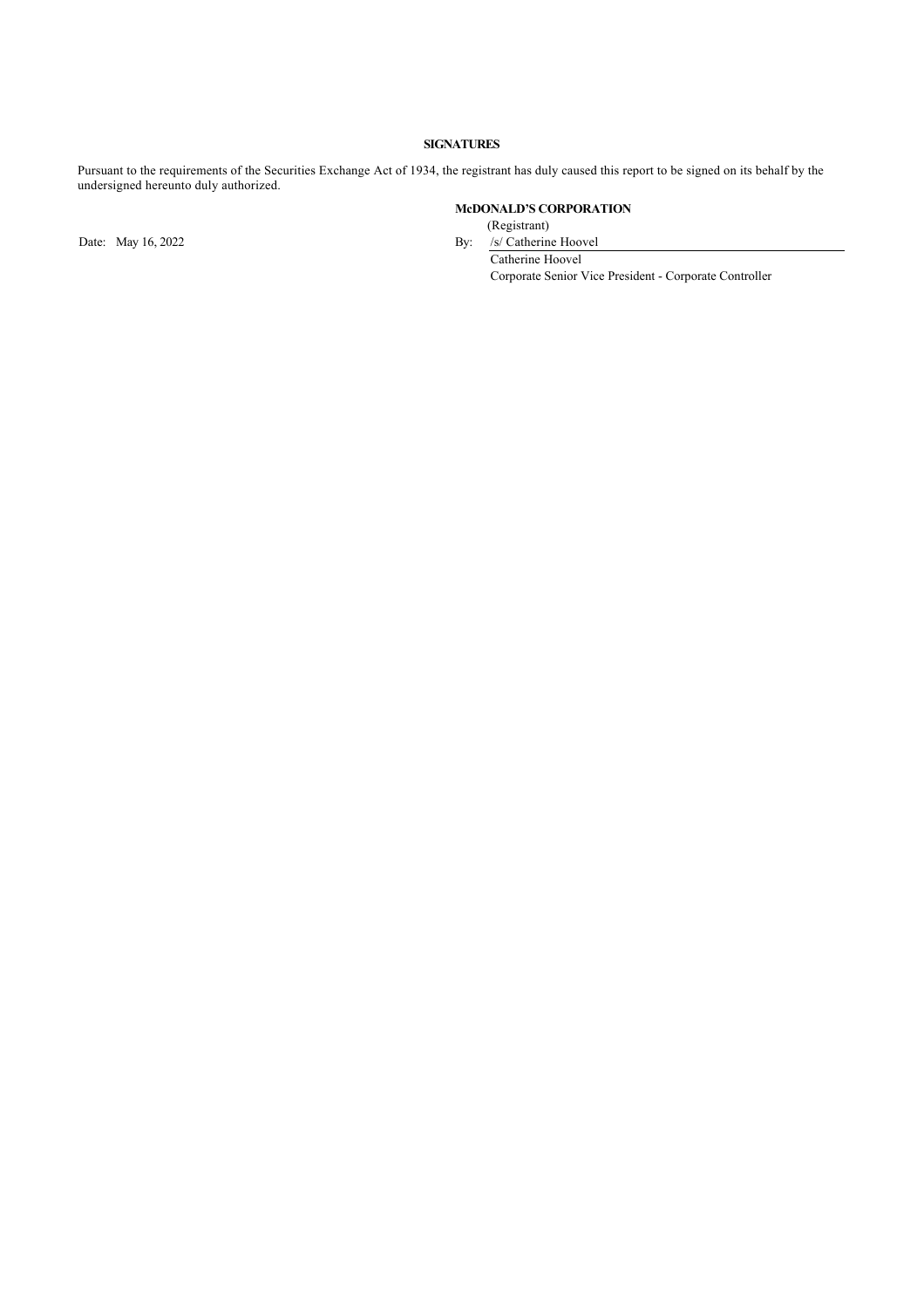## SIGNATURES

Pursuant to the requirements of the Securities Exchange Act of 1934, the registrant has duly caused this report to be signed on its behalf by the undersigned hereunto duly authorized.

**McDONALD'S CORPORATION**
(Registrant)

Date: May 16, 2022

By: /s/ Catherine Hoovel

Catherine Hoovel
Corporate Senior Vice President - Corporate Controller